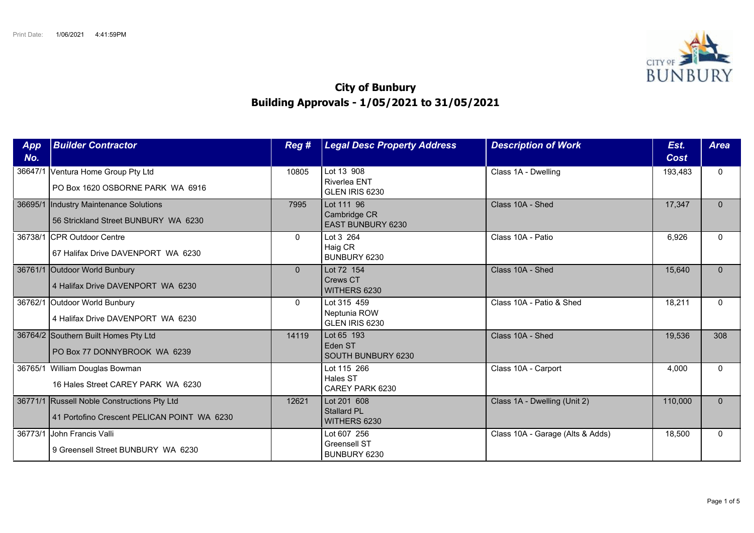Print Date: 1/06/2021 4:41:59PM

# City of Bunbury
## Building Approvals - 1/05/2021 to 31/05/2021

| App No. | Builder Contractor | Reg # | Legal Desc Property Address | Description of Work | Est. Cost | Area |
|---|---|---|---|---|---|---|
| 36647/1 | Ventura Home Group Pty Ltd<br>PO Box 1620 OSBORNE PARK WA 6916 | 10805 | Lot 13 908<br>Riverlea ENT<br>GLEN IRIS 6230 | Class 1A - Dwelling | 193,483 | 0 |
| 36695/1 | Industry Maintenance Solutions<br>56 Strickland Street BUNBURY WA 6230 | 7995 | Lot 111 96<br>Cambridge CR<br>EAST BUNBURY 6230 | Class 10A - Shed | 17,347 | 0 |
| 36738/1 | CPR Outdoor Centre<br>67 Halifax Drive DAVENPORT WA 6230 | 0 | Lot 3 264<br>Haig CR<br>BUNBURY 6230 | Class 10A - Patio | 6,926 | 0 |
| 36761/1 | Outdoor World Bunbury<br>4 Halifax Drive DAVENPORT WA 6230 | 0 | Lot 72 154<br>Crews CT<br>WITHERS 6230 | Class 10A - Shed | 15,640 | 0 |
| 36762/1 | Outdoor World Bunbury<br>4 Halifax Drive DAVENPORT WA 6230 | 0 | Lot 315 459<br>Neptunia ROW<br>GLEN IRIS 6230 | Class 10A - Patio & Shed | 18,211 | 0 |
| 36764/2 | Southern Built Homes Pty Ltd<br>PO Box 77 DONNYBROOK WA 6239 | 14119 | Lot 65 193<br>Eden ST<br>SOUTH BUNBURY 6230 | Class 10A - Shed | 19,536 | 308 |
| 36765/1 | William Douglas Bowman<br>16 Hales Street CAREY PARK WA 6230 | | Lot 115 266<br>Hales ST<br>CAREY PARK 6230 | Class 10A - Carport | 4,000 | 0 |
| 36771/1 | Russell Noble Constructions Pty Ltd<br>41 Portofino Crescent PELICAN POINT WA 6230 | 12621 | Lot 201 608<br>Stallard PL<br>WITHERS 6230 | Class 1A - Dwelling (Unit 2) | 110,000 | 0 |
| 36773/1 | John Francis Valli<br>9 Greensell Street BUNBURY WA 6230 | | Lot 607 256<br>Greensell ST<br>BUNBURY 6230 | Class 10A - Garage (Alts & Adds) | 18,500 | 0 |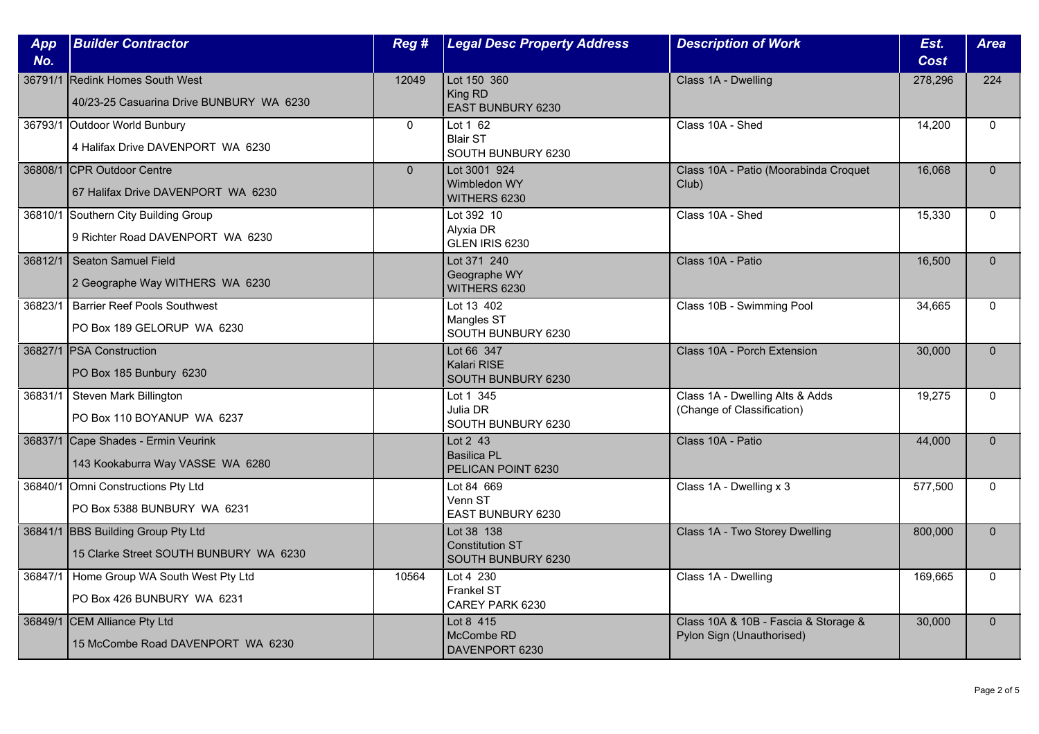| App No. | Builder Contractor | Reg # | Legal Desc Property Address | Description of Work | Est. Cost | Area |
|---|---|---|---|---|---|---|
| 36791/1 | Redink Homes South West<br>40/23-25 Casuarina Drive BUNBURY WA 6230 | 12049 | Lot 150 360<br>King RD<br>EAST BUNBURY 6230 | Class 1A - Dwelling | 278,296 | 224 |
| 36793/1 | Outdoor World Bunbury<br>4 Halifax Drive DAVENPORT WA 6230 | 0 | Lot 1 62<br>Blair ST<br>SOUTH BUNBURY 6230 | Class 10A - Shed | 14,200 | 0 |
| 36808/1 | CPR Outdoor Centre<br>67 Halifax Drive DAVENPORT WA 6230 | 0 | Lot 3001 924<br>Wimbledon WY<br>WITHERS 6230 | Class 10A - Patio (Moorabinda Croquet Club) | 16,068 | 0 |
| 36810/1 | Southern City Building Group<br>9 Richter Road DAVENPORT WA 6230 | | Lot 392 10<br>Alyxia DR<br>GLEN IRIS 6230 | Class 10A - Shed | 15,330 | 0 |
| 36812/1 | Seaton Samuel Field<br>2 Geographe Way WITHERS WA 6230 | | Lot 371 240<br>Geographe WY<br>WITHERS 6230 | Class 10A - Patio | 16,500 | 0 |
| 36823/1 | Barrier Reef Pools Southwest<br>PO Box 189 GELORUP WA 6230 | | Lot 13 402<br>Mangles ST<br>SOUTH BUNBURY 6230 | Class 10B - Swimming Pool | 34,665 | 0 |
| 36827/1 | PSA Construction<br>PO Box 185 Bunbury 6230 | | Lot 66 347<br>Kalari RISE<br>SOUTH BUNBURY 6230 | Class 10A - Porch Extension | 30,000 | 0 |
| 36831/1 | Steven Mark Billington<br>PO Box 110 BOYANUP WA 6237 | | Lot 1 345<br>Julia DR<br>SOUTH BUNBURY 6230 | Class 1A - Dwelling Alts & Adds (Change of Classification) | 19,275 | 0 |
| 36837/1 | Cape Shades - Ermin Veurink<br>143 Kookaburra Way VASSE WA 6280 | | Lot 2 43<br>Basilica PL<br>PELICAN POINT 6230 | Class 10A - Patio | 44,000 | 0 |
| 36840/1 | Omni Constructions Pty Ltd<br>PO Box 5388 BUNBURY WA 6231 | | Lot 84 669<br>Venn ST<br>EAST BUNBURY 6230 | Class 1A - Dwelling x 3 | 577,500 | 0 |
| 36841/1 | BBS Building Group Pty Ltd<br>15 Clarke Street SOUTH BUNBURY WA 6230 | | Lot 38 138<br>Constitution ST<br>SOUTH BUNBURY 6230 | Class 1A - Two Storey Dwelling | 800,000 | 0 |
| 36847/1 | Home Group WA South West Pty Ltd<br>PO Box 426 BUNBURY WA 6231 | 10564 | Lot 4 230<br>Frankel ST<br>CAREY PARK 6230 | Class 1A - Dwelling | 169,665 | 0 |
| 36849/1 | CEM Alliance Pty Ltd<br>15 McCombe Road DAVENPORT WA 6230 | | Lot 8 415<br>McCombe RD<br>DAVENPORT 6230 | Class 10A & 10B - Fascia & Storage & Pylon Sign (Unauthorised) | 30,000 | 0 |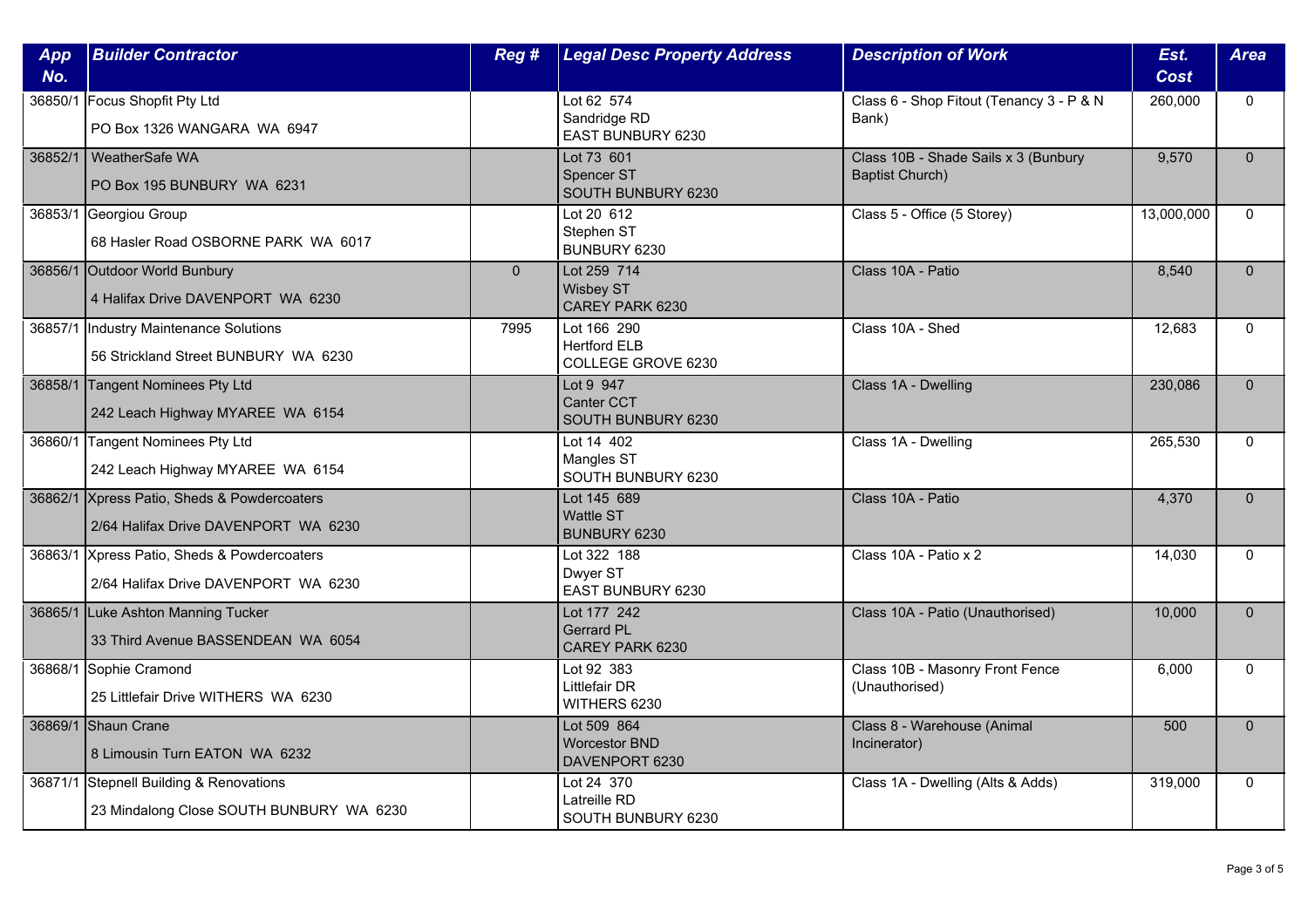| App No. | Builder Contractor | Reg # | Legal Desc Property Address | Description of Work | Est. Cost | Area |
|---|---|---|---|---|---|---|
| 36850/1 | Focus Shopfit Pty Ltd<br>PO Box 1326 WANGARA WA 6947 | | Lot 62 574<br>Sandridge RD<br>EAST BUNBURY 6230 | Class 6 - Shop Fitout (Tenancy 3 - P & N Bank) | 260,000 | 0 |
| 36852/1 | WeatherSafe WA<br>PO Box 195 BUNBURY WA 6231 | | Lot 73 601<br>Spencer ST<br>SOUTH BUNBURY 6230 | Class 10B - Shade Sails x 3 (Bunbury Baptist Church) | 9,570 | 0 |
| 36853/1 | Georgiou Group<br>68 Hasler Road OSBORNE PARK WA 6017 | | Lot 20 612<br>Stephen ST<br>BUNBURY 6230 | Class 5 - Office (5 Storey) | 13,000,000 | 0 |
| 36856/1 | Outdoor World Bunbury<br>4 Halifax Drive DAVENPORT WA 6230 | 0 | Lot 259 714<br>Wisbey ST<br>CAREY PARK 6230 | Class 10A - Patio | 8,540 | 0 |
| 36857/1 | Industry Maintenance Solutions<br>56 Strickland Street BUNBURY WA 6230 | 7995 | Lot 166 290<br>Hertford ELB<br>COLLEGE GROVE 6230 | Class 10A - Shed | 12,683 | 0 |
| 36858/1 | Tangent Nominees Pty Ltd<br>242 Leach Highway MYAREE WA 6154 | | Lot 9 947<br>Canter CCT<br>SOUTH BUNBURY 6230 | Class 1A - Dwelling | 230,086 | 0 |
| 36860/1 | Tangent Nominees Pty Ltd<br>242 Leach Highway MYAREE WA 6154 | | Lot 14 402<br>Mangles ST<br>SOUTH BUNBURY 6230 | Class 1A - Dwelling | 265,530 | 0 |
| 36862/1 | Xpress Patio, Sheds & Powdercoaters<br>2/64 Halifax Drive DAVENPORT WA 6230 | | Lot 145 689<br>Wattle ST<br>BUNBURY 6230 | Class 10A - Patio | 4,370 | 0 |
| 36863/1 | Xpress Patio, Sheds & Powdercoaters<br>2/64 Halifax Drive DAVENPORT WA 6230 | | Lot 322 188<br>Dwyer ST<br>EAST BUNBURY 6230 | Class 10A - Patio x 2 | 14,030 | 0 |
| 36865/1 | Luke Ashton Manning Tucker<br>33 Third Avenue BASSENDEAN WA 6054 | | Lot 177 242<br>Gerrard PL<br>CAREY PARK 6230 | Class 10A - Patio (Unauthorised) | 10,000 | 0 |
| 36868/1 | Sophie Cramond<br>25 Littlefair Drive WITHERS WA 6230 | | Lot 92 383<br>Littlefair DR<br>WITHERS 6230 | Class 10B - Masonry Front Fence (Unauthorised) | 6,000 | 0 |
| 36869/1 | Shaun Crane<br>8 Limousin Turn EATON WA 6232 | | Lot 509 864<br>Worcestor BND<br>DAVENPORT 6230 | Class 8 - Warehouse (Animal Incinerator) | 500 | 0 |
| 36871/1 | Stepnell Building & Renovations<br>23 Mindalong Close SOUTH BUNBURY WA 6230 | | Lot 24 370<br>Latreille RD<br>SOUTH BUNBURY 6230 | Class 1A - Dwelling (Alts & Adds) | 319,000 | 0 |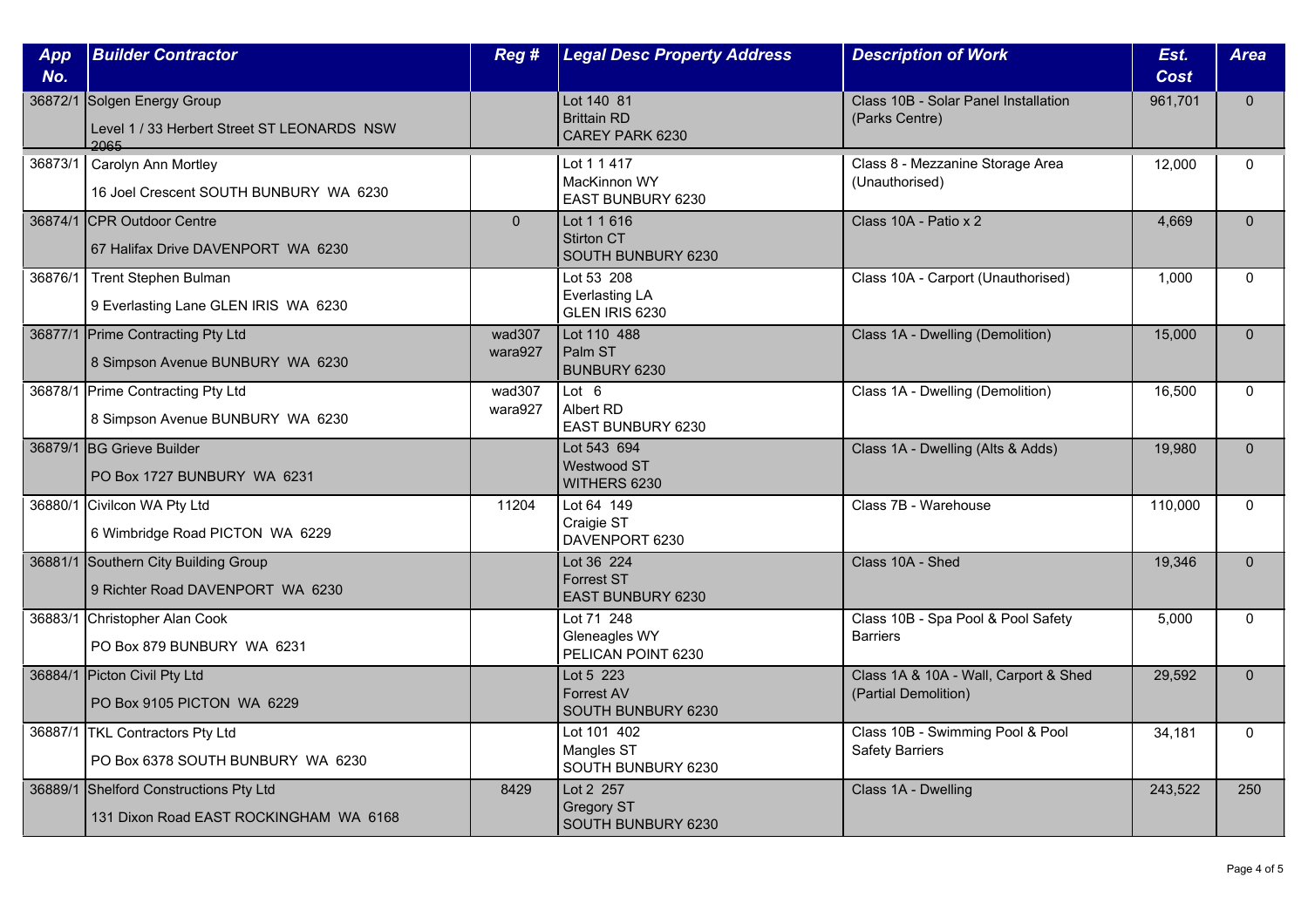| App No. | Builder Contractor | Reg # | Legal Desc Property Address | Description of Work | Est. Cost | Area |
|---|---|---|---|---|---|---|
| 36872/1 | Solgen Energy Group<br>Level 1 / 33 Herbert Street ST LEONARDS NSW 2065 | | Lot 140 81<br>Brittain RD<br>CAREY PARK 6230 | Class 10B - Solar Panel Installation (Parks Centre) | 961,701 | 0 |
| 36873/1 | Carolyn Ann Mortley<br>16 Joel Crescent SOUTH BUNBURY WA 6230 | | Lot 1 1 417<br>MacKinnon WY<br>EAST BUNBURY 6230 | Class 8 - Mezzanine Storage Area (Unauthorised) | 12,000 | 0 |
| 36874/1 | CPR Outdoor Centre<br>67 Halifax Drive DAVENPORT WA 6230 | 0 | Lot 1 1 616<br>Stirton CT<br>SOUTH BUNBURY 6230 | Class 10A - Patio x 2 | 4,669 | 0 |
| 36876/1 | Trent Stephen Bulman<br>9 Everlasting Lane GLEN IRIS WA 6230 | | Lot 53 208<br>Everlasting LA<br>GLEN IRIS 6230 | Class 10A - Carport (Unauthorised) | 1,000 | 0 |
| 36877/1 | Prime Contracting Pty Ltd<br>8 Simpson Avenue BUNBURY WA 6230 | wad307<br>wara927 | Lot 110 488<br>Palm ST<br>BUNBURY 6230 | Class 1A - Dwelling (Demolition) | 15,000 | 0 |
| 36878/1 | Prime Contracting Pty Ltd<br>8 Simpson Avenue BUNBURY WA 6230 | wad307<br>wara927 | Lot 6<br>Albert RD<br>EAST BUNBURY 6230 | Class 1A - Dwelling (Demolition) | 16,500 | 0 |
| 36879/1 | BG Grieve Builder<br>PO Box 1727 BUNBURY WA 6231 | | Lot 543 694<br>Westwood ST<br>WITHERS 6230 | Class 1A - Dwelling (Alts & Adds) | 19,980 | 0 |
| 36880/1 | Civilcon WA Pty Ltd<br>6 Wimbridge Road PICTON WA 6229 | 11204 | Lot 64 149<br>Craigie ST<br>DAVENPORT 6230 | Class 7B - Warehouse | 110,000 | 0 |
| 36881/1 | Southern City Building Group<br>9 Richter Road DAVENPORT WA 6230 | | Lot 36 224<br>Forrest ST<br>EAST BUNBURY 6230 | Class 10A - Shed | 19,346 | 0 |
| 36883/1 | Christopher Alan Cook<br>PO Box 879 BUNBURY WA 6231 | | Lot 71 248<br>Gleneagles WY<br>PELICAN POINT 6230 | Class 10B - Spa Pool & Pool Safety Barriers | 5,000 | 0 |
| 36884/1 | Picton Civil Pty Ltd<br>PO Box 9105 PICTON WA 6229 | | Lot 5 223<br>Forrest AV<br>SOUTH BUNBURY 6230 | Class 1A & 10A - Wall, Carport & Shed (Partial Demolition) | 29,592 | 0 |
| 36887/1 | TKL Contractors Pty Ltd<br>PO Box 6378 SOUTH BUNBURY WA 6230 | | Lot 101 402<br>Mangles ST<br>SOUTH BUNBURY 6230 | Class 10B - Swimming Pool & Pool Safety Barriers | 34,181 | 0 |
| 36889/1 | Shelford Constructions Pty Ltd<br>131 Dixon Road EAST ROCKINGHAM WA 6168 | 8429 | Lot 2 257<br>Gregory ST<br>SOUTH BUNBURY 6230 | Class 1A - Dwelling | 243,522 | 250 |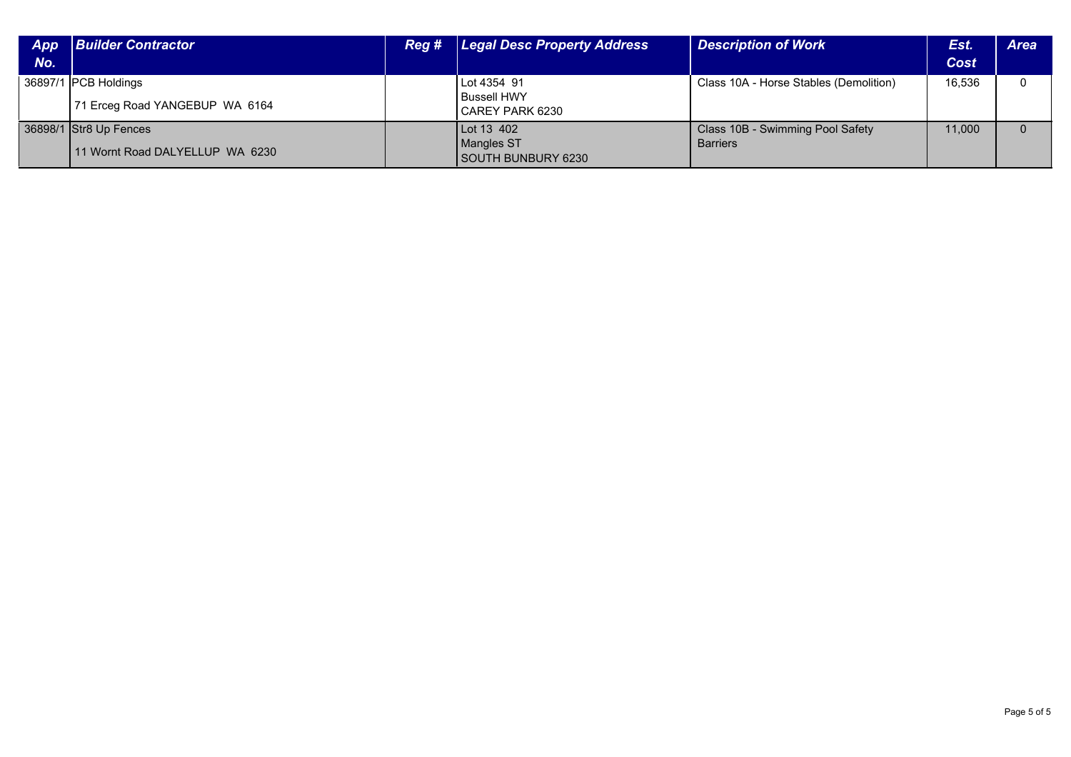| App No. | Builder Contractor | Reg # | Legal Desc Property Address | Description of Work | Est. Cost | Area |
|---|---|---|---|---|---|---|
| 36897/1 | PCB Holdings<br>71 Erceg Road YANGEBUP WA 6164 | | Lot 4354 91<br>Bussell HWY<br>CAREY PARK 6230 | Class 10A - Horse Stables (Demolition) | 16,536 | 0 |
| 36898/1 | Str8 Up Fences<br>11 Wornt Road DALYELLUP WA 6230 | | Lot 13 402<br>Mangles ST<br>SOUTH BUNBURY 6230 | Class 10B - Swimming Pool Safety Barriers | 11,000 | 0 |